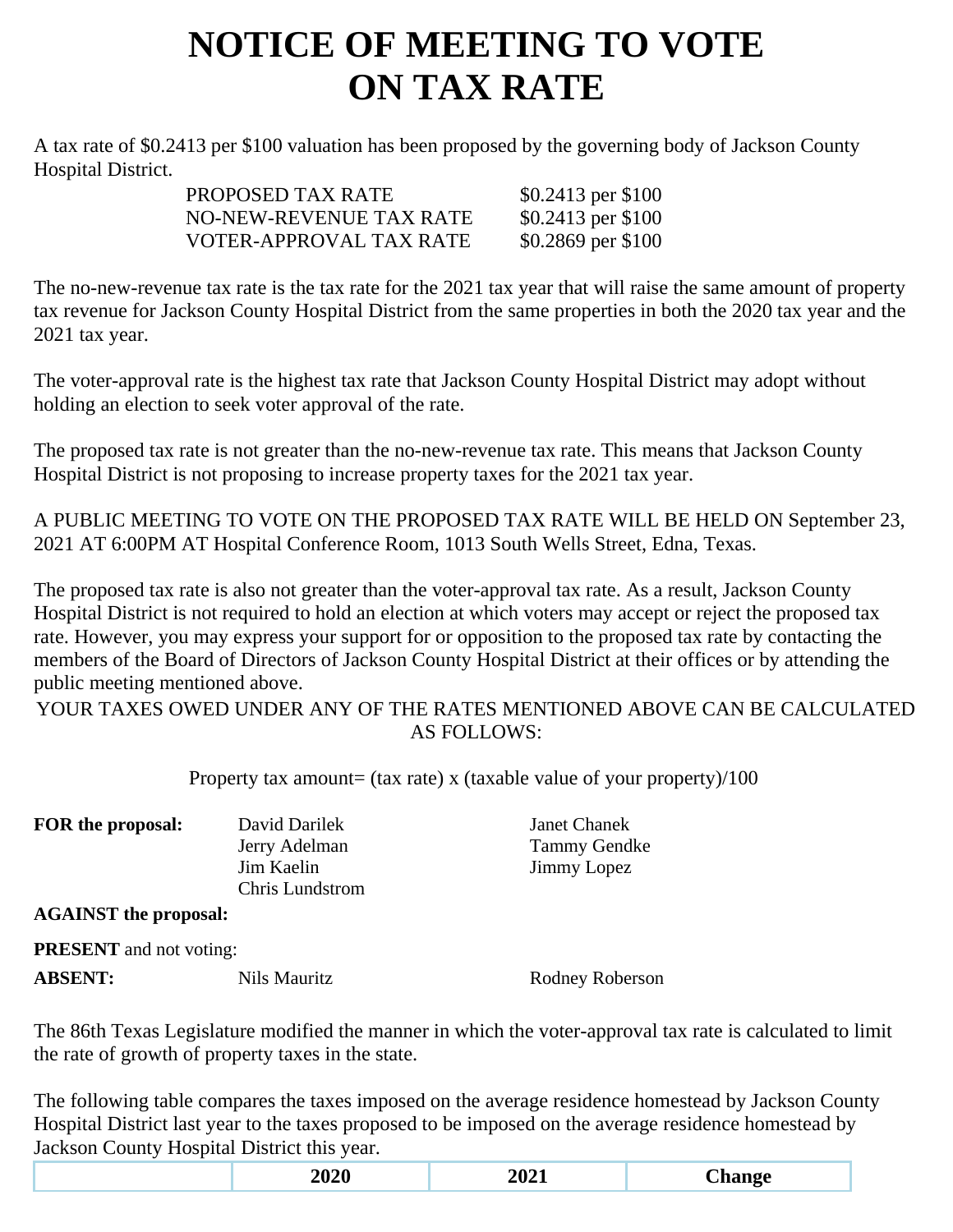# NOTICE OF MEETING TO VOTE ON TAX RATE

A tax rate of $0.2413 per $100 valuation has been proposed by the governing body of Jackson County Hospital District.

| | |
|---|---|
| PROPOSED TAX RATE | $0.2413 per $100 |
| NO-NEW-REVENUE TAX RATE | $0.2413 per $100 |
| VOTER-APPROVAL TAX RATE | $0.2869 per $100 |

The no-new-revenue tax rate is the tax rate for the 2021 tax year that will raise the same amount of property tax revenue for Jackson County Hospital District from the same properties in both the 2020 tax year and the 2021 tax year.

The voter-approval rate is the highest tax rate that Jackson County Hospital District may adopt without holding an election to seek voter approval of the rate.

The proposed tax rate is not greater than the no-new-revenue tax rate. This means that Jackson County Hospital District is not proposing to increase property taxes for the 2021 tax year.

A PUBLIC MEETING TO VOTE ON THE PROPOSED TAX RATE WILL BE HELD ON September 23, 2021 AT 6:00PM AT Hospital Conference Room, 1013 South Wells Street, Edna, Texas.

The proposed tax rate is also not greater than the voter-approval tax rate. As a result, Jackson County Hospital District is not required to hold an election at which voters may accept or reject the proposed tax rate. However, you may express your support for or opposition to the proposed tax rate by contacting the members of the Board of Directors of Jackson County Hospital District at their offices or by attending the public meeting mentioned above.

YOUR TAXES OWED UNDER ANY OF THE RATES MENTIONED ABOVE CAN BE CALCULATED AS FOLLOWS:

Property tax amount= (tax rate) x (taxable value of your property)/100

**FOR the proposal:** David Darilek, Jerry Adelman, Jim Kaelin, Chris Lundstrom, Janet Chanek, Tammy Gendke, Jimmy Lopez

**AGAINST the proposal:**

**PRESENT** and not voting:

**ABSENT:** Nils Mauritz, Rodney Roberson

The 86th Texas Legislature modified the manner in which the voter-approval tax rate is calculated to limit the rate of growth of property taxes in the state.

The following table compares the taxes imposed on the average residence homestead by Jackson County Hospital District last year to the taxes proposed to be imposed on the average residence homestead by Jackson County Hospital District this year.

| | 2020 | 2021 | Change |
|---|---|---|---|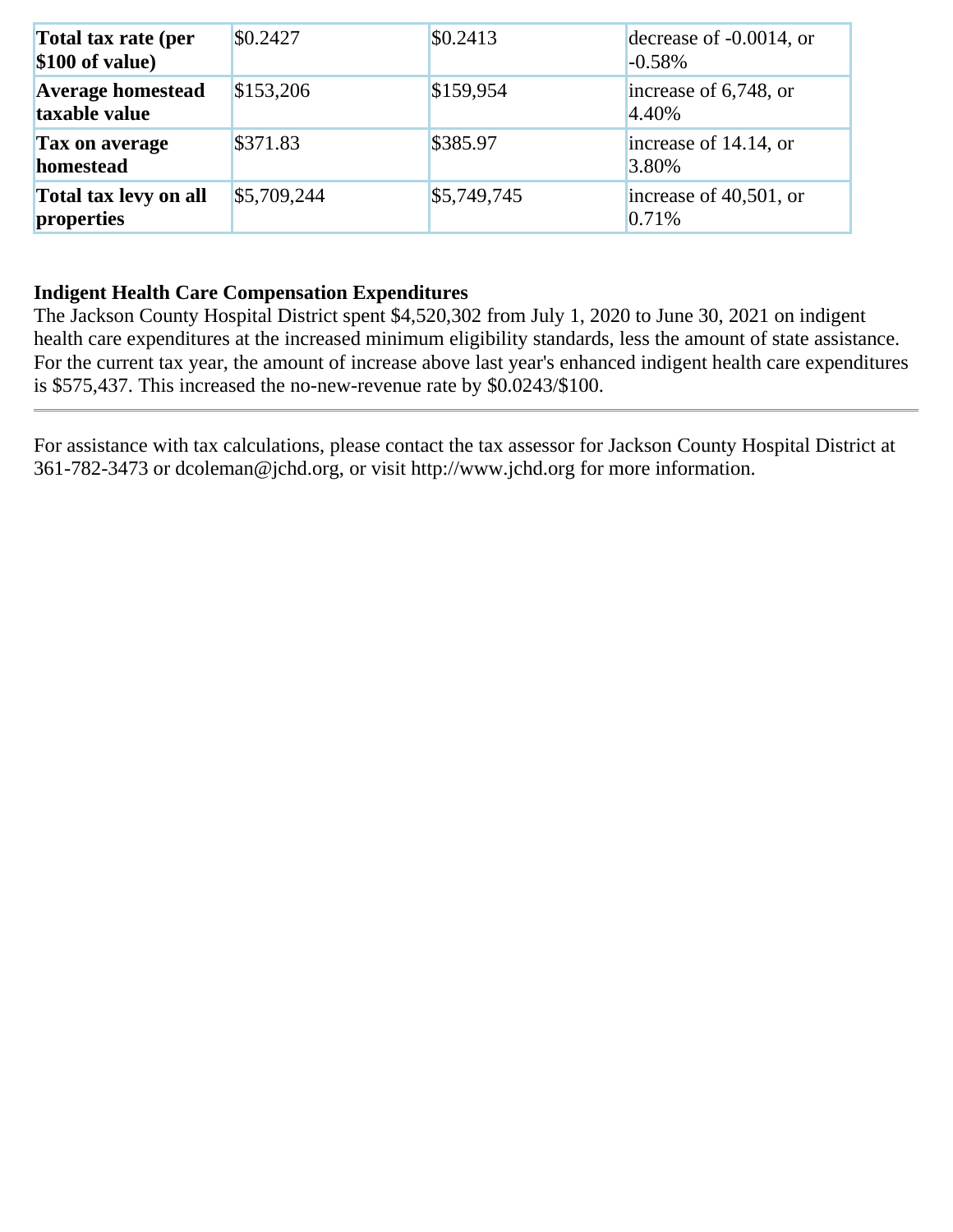| | | | |
|---|---|---|---|
| **Total tax rate (per $100 of value)** | $0.2427 | $0.2413 | decrease of -0.0014, or -0.58% |
| **Average homestead taxable value** | $153,206 | $159,954 | increase of 6,748, or 4.40% |
| **Tax on average homestead** | $371.83 | $385.97 | increase of 14.14, or 3.80% |
| **Total tax levy on all properties** | $5,709,244 | $5,749,745 | increase of 40,501, or 0.71% |

**Indigent Health Care Compensation Expenditures**

The Jackson County Hospital District spent $4,520,302 from July 1, 2020 to June 30, 2021 on indigent health care expenditures at the increased minimum eligibility standards, less the amount of state assistance. For the current tax year, the amount of increase above last year's enhanced indigent health care expenditures is $575,437. This increased the no-new-revenue rate by $0.0243/$100.

---

For assistance with tax calculations, please contact the tax assessor for Jackson County Hospital District at 361-782-3473 or dcoleman@jchd.org, or visit http://www.jchd.org for more information.